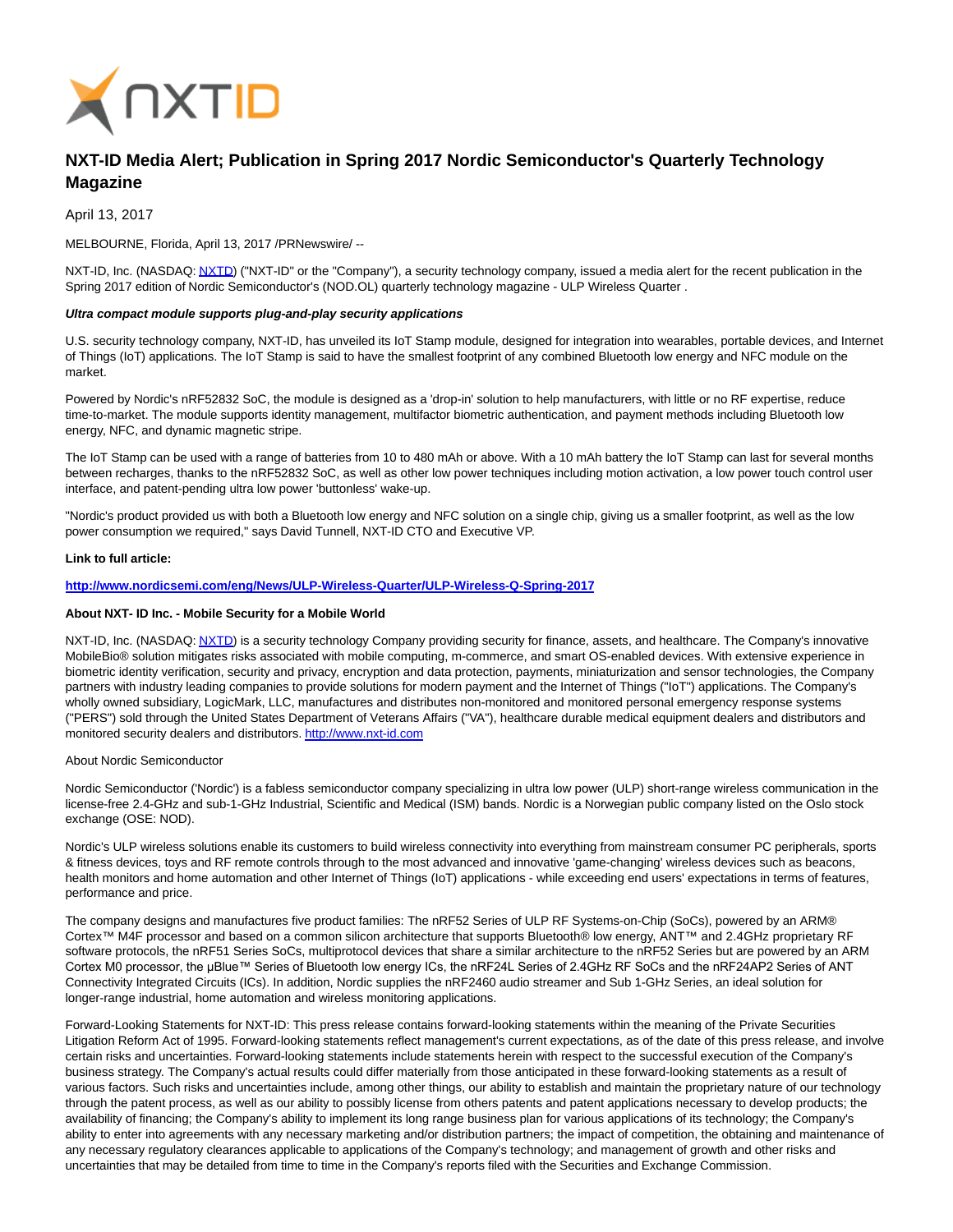# NXT-ID Media Alert; Publication in Spring 2017 Nordic Semiconductor's Quarterly Technology Magazine

April 13, 2017

MELBOURNE, Florida, April 13, 2017 /PRNewswire/ --

NXT-ID, Inc. (NASDAQ: NXTD) ("NXT-ID" or the "Company"), a security technology company, issued a media alert for the recent publication in the Spring 2017 edition of Nordic Semiconductor's (NOD.OL) quarterly technology magazine - ULP Wireless Quarter .

***Ultra compact module supports plug-and-play security applications***

U.S. security technology company, NXT-ID, has unveiled its IoT Stamp module, designed for integration into wearables, portable devices, and Internet of Things (IoT) applications. The IoT Stamp is said to have the smallest footprint of any combined Bluetooth low energy and NFC module on the market.

Powered by Nordic's nRF52832 SoC, the module is designed as a 'drop-in' solution to help manufacturers, with little or no RF expertise, reduce time-to-market. The module supports identity management, multifactor biometric authentication, and payment methods including Bluetooth low energy, NFC, and dynamic magnetic stripe.

The IoT Stamp can be used with a range of batteries from 10 to 480 mAh or above. With a 10 mAh battery the IoT Stamp can last for several months between recharges, thanks to the nRF52832 SoC, as well as other low power techniques including motion activation, a low power touch control user interface, and patent-pending ultra low power 'buttonless' wake-up.

"Nordic's product provided us with both a Bluetooth low energy and NFC solution on a single chip, giving us a smaller footprint, as well as the low power consumption we required," says David Tunnell, NXT-ID CTO and Executive VP.

**Link to full article:**

**http://www.nordicsemi.com/eng/News/ULP-Wireless-Quarter/ULP-Wireless-Q-Spring-2017**

**About NXT- ID Inc. - Mobile Security for a Mobile World**

NXT-ID, Inc. (NASDAQ: NXTD) is a security technology Company providing security for finance, assets, and healthcare. The Company's innovative MobileBio® solution mitigates risks associated with mobile computing, m-commerce, and smart OS-enabled devices. With extensive experience in biometric identity verification, security and privacy, encryption and data protection, payments, miniaturization and sensor technologies, the Company partners with industry leading companies to provide solutions for modern payment and the Internet of Things ("IoT") applications. The Company's wholly owned subsidiary, LogicMark, LLC, manufactures and distributes non-monitored and monitored personal emergency response systems ("PERS") sold through the United States Department of Veterans Affairs ("VA"), healthcare durable medical equipment dealers and distributors and monitored security dealers and distributors. http://www.nxt-id.com

About Nordic Semiconductor

Nordic Semiconductor ('Nordic') is a fabless semiconductor company specializing in ultra low power (ULP) short-range wireless communication in the license-free 2.4-GHz and sub-1-GHz Industrial, Scientific and Medical (ISM) bands. Nordic is a Norwegian public company listed on the Oslo stock exchange (OSE: NOD).

Nordic's ULP wireless solutions enable its customers to build wireless connectivity into everything from mainstream consumer PC peripherals, sports & fitness devices, toys and RF remote controls through to the most advanced and innovative 'game-changing' wireless devices such as beacons, health monitors and home automation and other Internet of Things (IoT) applications - while exceeding end users' expectations in terms of features, performance and price.

The company designs and manufactures five product families: The nRF52 Series of ULP RF Systems-on-Chip (SoCs), powered by an ARM® Cortex™ M4F processor and based on a common silicon architecture that supports Bluetooth® low energy, ANT™ and 2.4GHz proprietary RF software protocols, the nRF51 Series SoCs, multiprotocol devices that share a similar architecture to the nRF52 Series but are powered by an ARM Cortex M0 processor, the µBlue™ Series of Bluetooth low energy ICs, the nRF24L Series of 2.4GHz RF SoCs and the nRF24AP2 Series of ANT Connectivity Integrated Circuits (ICs). In addition, Nordic supplies the nRF2460 audio streamer and Sub 1-GHz Series, an ideal solution for longer-range industrial, home automation and wireless monitoring applications.

Forward-Looking Statements for NXT-ID: This press release contains forward-looking statements within the meaning of the Private Securities Litigation Reform Act of 1995. Forward-looking statements reflect management's current expectations, as of the date of this press release, and involve certain risks and uncertainties. Forward-looking statements include statements herein with respect to the successful execution of the Company's business strategy. The Company's actual results could differ materially from those anticipated in these forward-looking statements as a result of various factors. Such risks and uncertainties include, among other things, our ability to establish and maintain the proprietary nature of our technology through the patent process, as well as our ability to possibly license from others patents and patent applications necessary to develop products; the availability of financing; the Company's ability to implement its long range business plan for various applications of its technology; the Company's ability to enter into agreements with any necessary marketing and/or distribution partners; the impact of competition, the obtaining and maintenance of any necessary regulatory clearances applicable to applications of the Company's technology; and management of growth and other risks and uncertainties that may be detailed from time to time in the Company's reports filed with the Securities and Exchange Commission.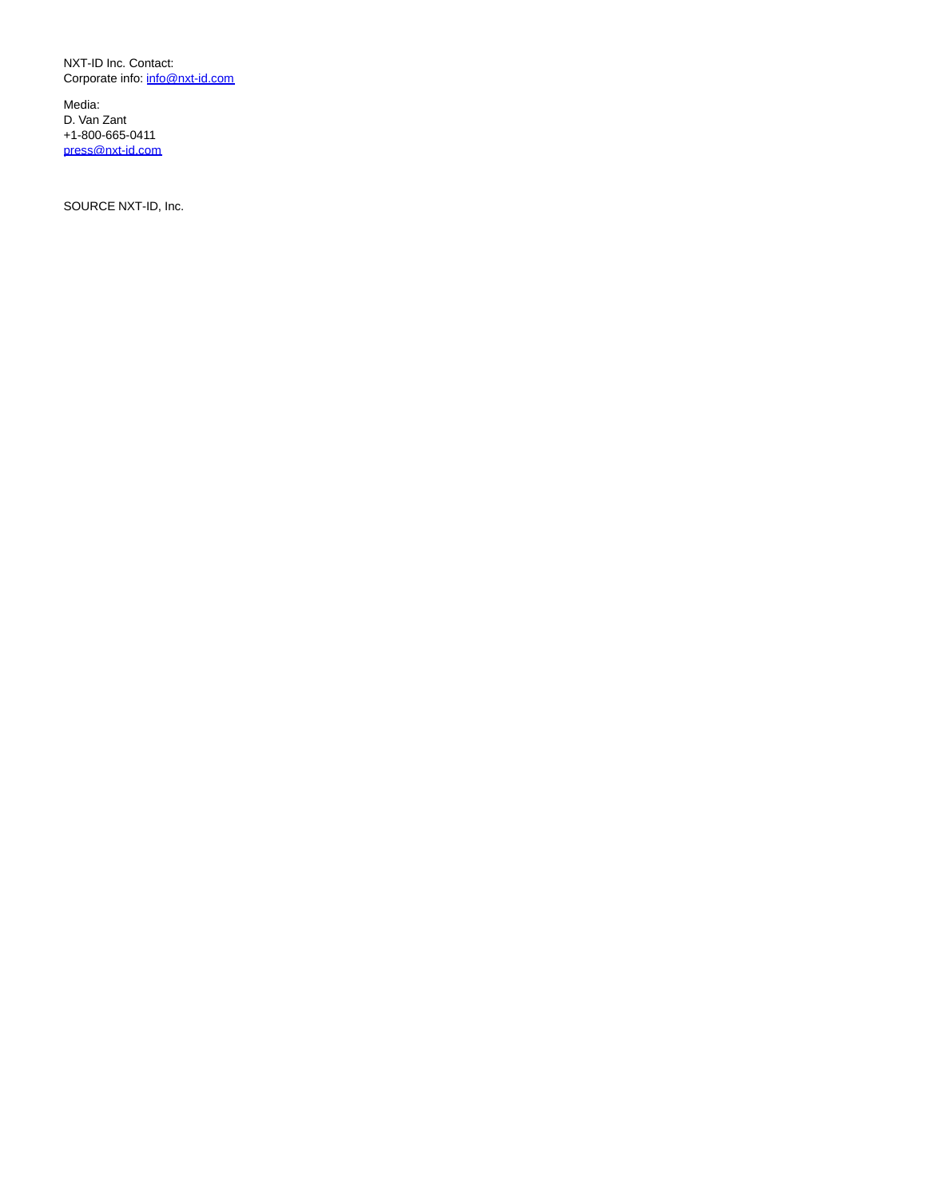NXT-ID Inc. Contact:
Corporate info: info@nxt-id.com

Media:
D. Van Zant
+1-800-665-0411
press@nxt-id.com

SOURCE NXT-ID, Inc.